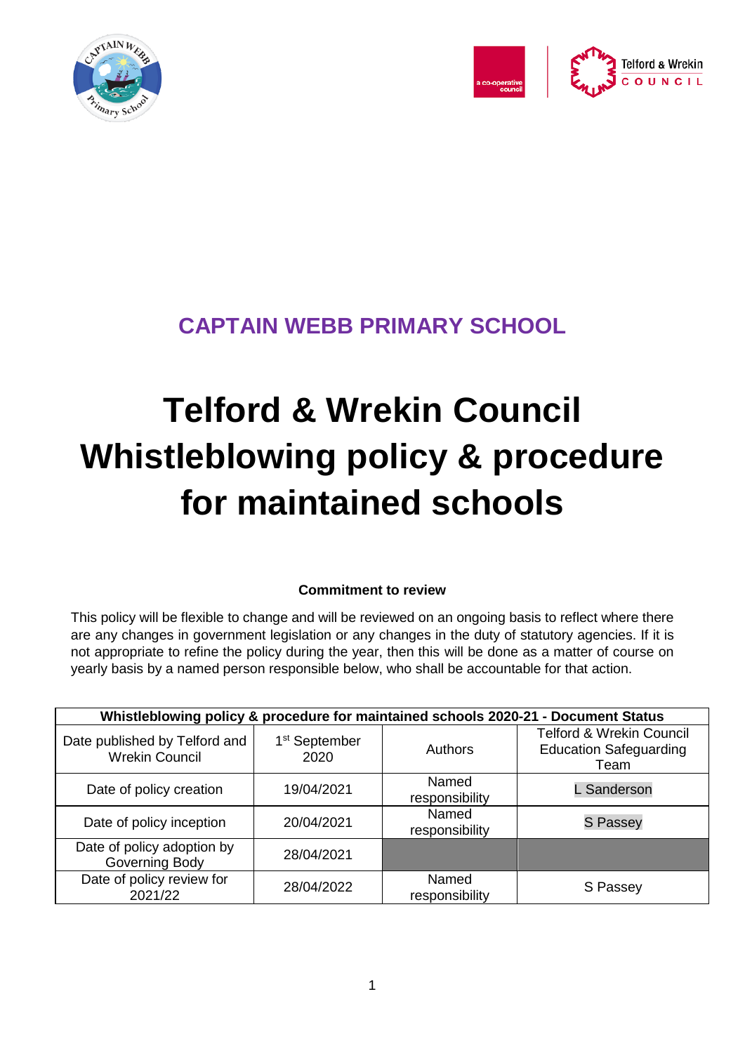## CAPTAIN WEBB PRIMARY SCHOOL

# Telford & Wrekin Council Whistleblowing policy & procedure for maintained schools

**Commitment to review**

This policy will be flexible to change and will be reviewed on an ongoing basis to reflect where there are any changes in government legislation or any changes in the duty of statutory agencies. If it is not appropriate to refine the policy during the year, then this will be done as a matter of course on yearly basis by a named person responsible below, who shall be accountable for that action.

| Whistleblowing policy & procedure for maintained schools 2020-21 - Document Status | | | |
|---|---|---|---|
| Date published by Telford and Wrekin Council | 1st September 2020 | Authors | Telford & Wrekin Council Education Safeguarding Team |
| Date of policy creation | 19/04/2021 | Named responsibility | L Sanderson |
| Date of policy inception | 20/04/2021 | Named responsibility | S Passey |
| Date of policy adoption by Governing Body | 28/04/2021 | | |
| Date of policy review for 2021/22 | 28/04/2022 | Named responsibility | S Passey |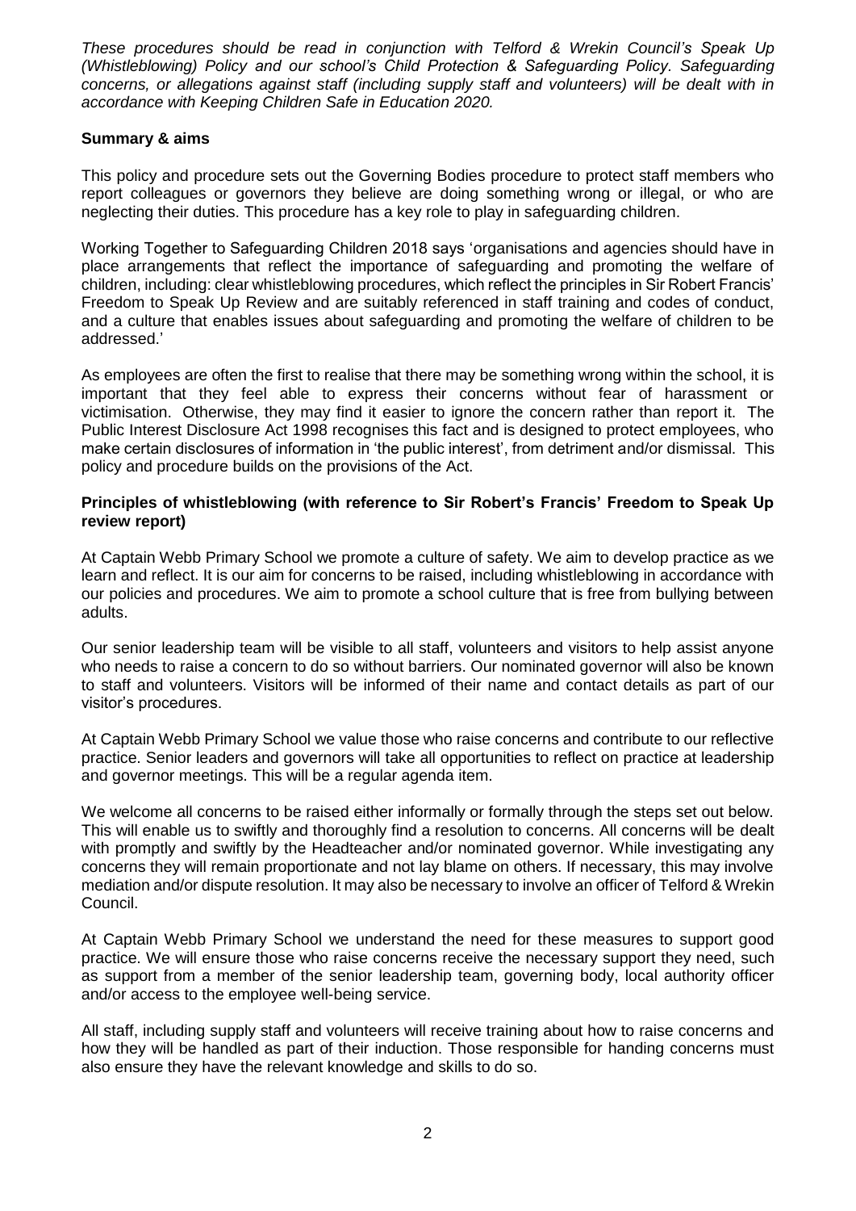*These procedures should be read in conjunction with Telford & Wrekin Council's Speak Up (Whistleblowing) Policy and our school's Child Protection & Safeguarding Policy. Safeguarding concerns, or allegations against staff (including supply staff and volunteers) will be dealt with in accordance with Keeping Children Safe in Education 2020.*

**Summary & aims**

This policy and procedure sets out the Governing Bodies procedure to protect staff members who report colleagues or governors they believe are doing something wrong or illegal, or who are neglecting their duties. This procedure has a key role to play in safeguarding children.

Working Together to Safeguarding Children 2018 says 'organisations and agencies should have in place arrangements that reflect the importance of safeguarding and promoting the welfare of children, including: clear whistleblowing procedures, which reflect the principles in Sir Robert Francis' Freedom to Speak Up Review and are suitably referenced in staff training and codes of conduct, and a culture that enables issues about safeguarding and promoting the welfare of children to be addressed.'

As employees are often the first to realise that there may be something wrong within the school, it is important that they feel able to express their concerns without fear of harassment or victimisation. Otherwise, they may find it easier to ignore the concern rather than report it. The Public Interest Disclosure Act 1998 recognises this fact and is designed to protect employees, who make certain disclosures of information in 'the public interest', from detriment and/or dismissal. This policy and procedure builds on the provisions of the Act.

**Principles of whistleblowing (with reference to Sir Robert's Francis' Freedom to Speak Up review report)**

At Captain Webb Primary School we promote a culture of safety. We aim to develop practice as we learn and reflect. It is our aim for concerns to be raised, including whistleblowing in accordance with our policies and procedures. We aim to promote a school culture that is free from bullying between adults.

Our senior leadership team will be visible to all staff, volunteers and visitors to help assist anyone who needs to raise a concern to do so without barriers. Our nominated governor will also be known to staff and volunteers. Visitors will be informed of their name and contact details as part of our visitor's procedures.

At Captain Webb Primary School we value those who raise concerns and contribute to our reflective practice. Senior leaders and governors will take all opportunities to reflect on practice at leadership and governor meetings. This will be a regular agenda item.

We welcome all concerns to be raised either informally or formally through the steps set out below. This will enable us to swiftly and thoroughly find a resolution to concerns. All concerns will be dealt with promptly and swiftly by the Headteacher and/or nominated governor. While investigating any concerns they will remain proportionate and not lay blame on others. If necessary, this may involve mediation and/or dispute resolution. It may also be necessary to involve an officer of Telford & Wrekin Council.

At Captain Webb Primary School we understand the need for these measures to support good practice. We will ensure those who raise concerns receive the necessary support they need, such as support from a member of the senior leadership team, governing body, local authority officer and/or access to the employee well-being service.

All staff, including supply staff and volunteers will receive training about how to raise concerns and how they will be handled as part of their induction. Those responsible for handing concerns must also ensure they have the relevant knowledge and skills to do so.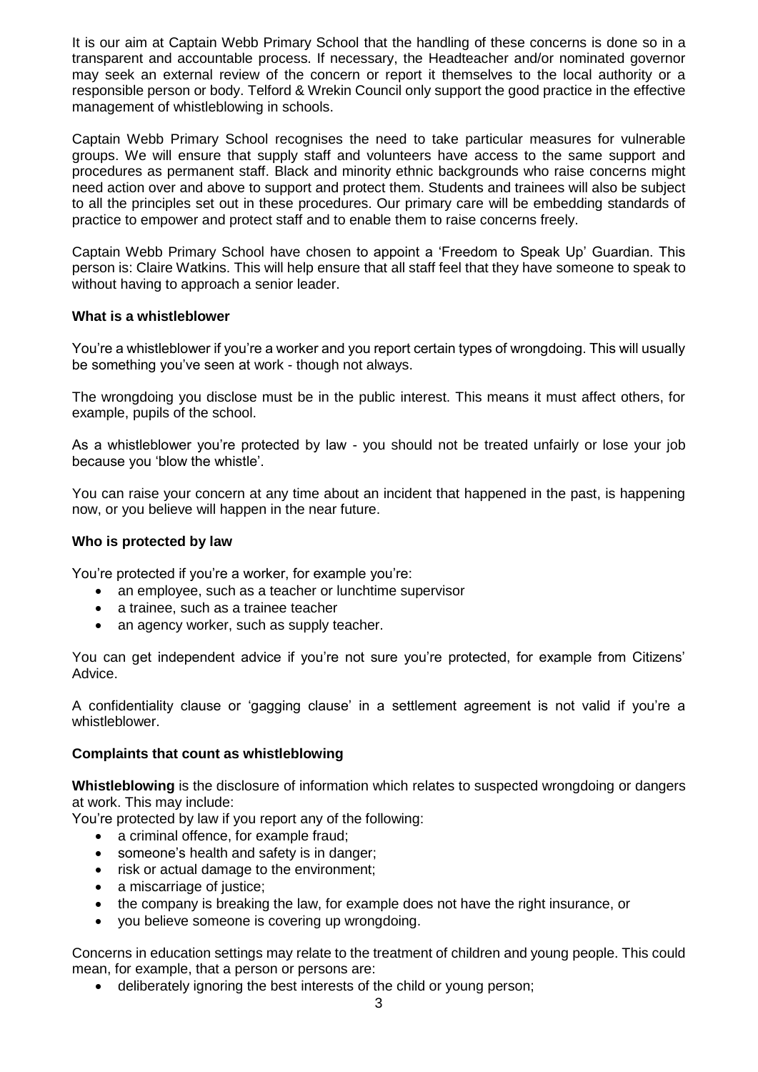It is our aim at Captain Webb Primary School that the handling of these concerns is done so in a transparent and accountable process. If necessary, the Headteacher and/or nominated governor may seek an external review of the concern or report it themselves to the local authority or a responsible person or body. Telford & Wrekin Council only support the good practice in the effective management of whistleblowing in schools.

Captain Webb Primary School recognises the need to take particular measures for vulnerable groups. We will ensure that supply staff and volunteers have access to the same support and procedures as permanent staff. Black and minority ethnic backgrounds who raise concerns might need action over and above to support and protect them. Students and trainees will also be subject to all the principles set out in these procedures. Our primary care will be embedding standards of practice to empower and protect staff and to enable them to raise concerns freely.

Captain Webb Primary School have chosen to appoint a 'Freedom to Speak Up' Guardian. This person is: Claire Watkins. This will help ensure that all staff feel that they have someone to speak to without having to approach a senior leader.

**What is a whistleblower**

You're a whistleblower if you're a worker and you report certain types of wrongdoing. This will usually be something you've seen at work - though not always.

The wrongdoing you disclose must be in the public interest. This means it must affect others, for example, pupils of the school.

As a whistleblower you're protected by law - you should not be treated unfairly or lose your job because you 'blow the whistle'.

You can raise your concern at any time about an incident that happened in the past, is happening now, or you believe will happen in the near future.

**Who is protected by law**

You're protected if you're a worker, for example you're:

- an employee, such as a teacher or lunchtime supervisor
- a trainee, such as a trainee teacher
- an agency worker, such as supply teacher.

You can get independent advice if you're not sure you're protected, for example from Citizens' Advice.

A confidentiality clause or 'gagging clause' in a settlement agreement is not valid if you're a whistleblower.

**Complaints that count as whistleblowing**

**Whistleblowing** is the disclosure of information which relates to suspected wrongdoing or dangers at work. This may include:
You're protected by law if you report any of the following:

- a criminal offence, for example fraud;
- someone's health and safety is in danger;
- risk or actual damage to the environment;
- a miscarriage of justice;
- the company is breaking the law, for example does not have the right insurance, or
- you believe someone is covering up wrongdoing.

Concerns in education settings may relate to the treatment of children and young people. This could mean, for example, that a person or persons are:

- deliberately ignoring the best interests of the child or young person;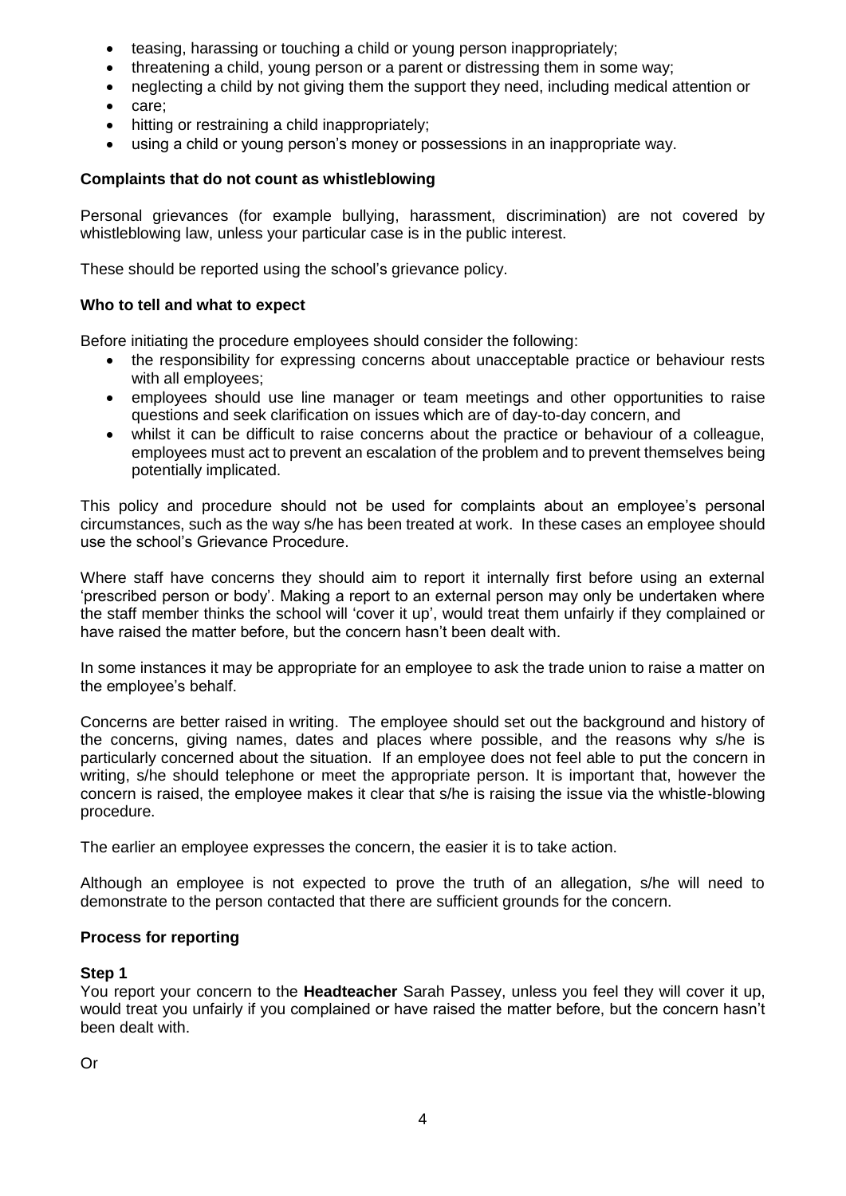- teasing, harassing or touching a child or young person inappropriately;
- threatening a child, young person or a parent or distressing them in some way;
- neglecting a child by not giving them the support they need, including medical attention or
- care;
- hitting or restraining a child inappropriately;
- using a child or young person's money or possessions in an inappropriate way.

**Complaints that do not count as whistleblowing**

Personal grievances (for example bullying, harassment, discrimination) are not covered by whistleblowing law, unless your particular case is in the public interest.

These should be reported using the school's grievance policy.

**Who to tell and what to expect**

Before initiating the procedure employees should consider the following:

- the responsibility for expressing concerns about unacceptable practice or behaviour rests with all employees;
- employees should use line manager or team meetings and other opportunities to raise questions and seek clarification on issues which are of day-to-day concern, and
- whilst it can be difficult to raise concerns about the practice or behaviour of a colleague, employees must act to prevent an escalation of the problem and to prevent themselves being potentially implicated.

This policy and procedure should not be used for complaints about an employee's personal circumstances, such as the way s/he has been treated at work. In these cases an employee should use the school's Grievance Procedure.

Where staff have concerns they should aim to report it internally first before using an external 'prescribed person or body'. Making a report to an external person may only be undertaken where the staff member thinks the school will 'cover it up', would treat them unfairly if they complained or have raised the matter before, but the concern hasn't been dealt with.

In some instances it may be appropriate for an employee to ask the trade union to raise a matter on the employee's behalf.

Concerns are better raised in writing. The employee should set out the background and history of the concerns, giving names, dates and places where possible, and the reasons why s/he is particularly concerned about the situation. If an employee does not feel able to put the concern in writing, s/he should telephone or meet the appropriate person. It is important that, however the concern is raised, the employee makes it clear that s/he is raising the issue via the whistle-blowing procedure.

The earlier an employee expresses the concern, the easier it is to take action.

Although an employee is not expected to prove the truth of an allegation, s/he will need to demonstrate to the person contacted that there are sufficient grounds for the concern.

**Process for reporting**

**Step 1**
You report your concern to the **Headteacher** Sarah Passey, unless you feel they will cover it up, would treat you unfairly if you complained or have raised the matter before, but the concern hasn't been dealt with.

Or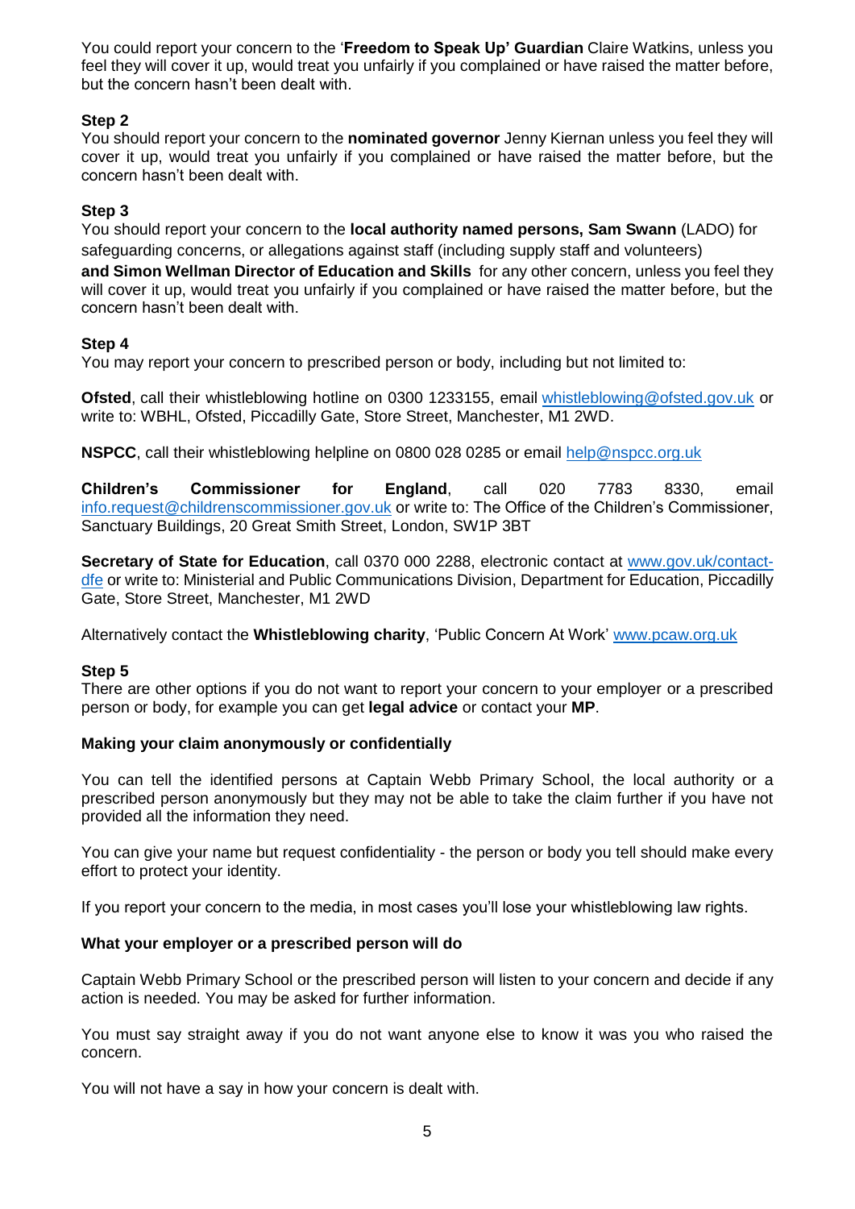You could report your concern to the '**Freedom to Speak Up' Guardian** Claire Watkins, unless you feel they will cover it up, would treat you unfairly if you complained or have raised the matter before, but the concern hasn't been dealt with.

**Step 2**

You should report your concern to the **nominated governor** Jenny Kiernan unless you feel they will cover it up, would treat you unfairly if you complained or have raised the matter before, but the concern hasn't been dealt with.

**Step 3**

You should report your concern to the **local authority named persons, Sam Swann** (LADO) for safeguarding concerns, or allegations against staff (including supply staff and volunteers) **and Simon Wellman Director of Education and Skills** for any other concern, unless you feel they will cover it up, would treat you unfairly if you complained or have raised the matter before, but the concern hasn't been dealt with.

**Step 4**

You may report your concern to prescribed person or body, including but not limited to:

**Ofsted**, call their whistleblowing hotline on 0300 1233155, email whistleblowing@ofsted.gov.uk or write to: WBHL, Ofsted, Piccadilly Gate, Store Street, Manchester, M1 2WD.

**NSPCC**, call their whistleblowing helpline on 0800 028 0285 or email help@nspcc.org.uk

**Children's Commissioner for England**, call 020 7783 8330, email info.request@childrenscommissioner.gov.uk or write to: The Office of the Children's Commissioner, Sanctuary Buildings, 20 Great Smith Street, London, SW1P 3BT

**Secretary of State for Education**, call 0370 000 2288, electronic contact at www.gov.uk/contact-dfe or write to: Ministerial and Public Communications Division, Department for Education, Piccadilly Gate, Store Street, Manchester, M1 2WD

Alternatively contact the **Whistleblowing charity**, 'Public Concern At Work' www.pcaw.org.uk

**Step 5**

There are other options if you do not want to report your concern to your employer or a prescribed person or body, for example you can get **legal advice** or contact your **MP**.

**Making your claim anonymously or confidentially**

You can tell the identified persons at Captain Webb Primary School, the local authority or a prescribed person anonymously but they may not be able to take the claim further if you have not provided all the information they need.

You can give your name but request confidentiality - the person or body you tell should make every effort to protect your identity.

If you report your concern to the media, in most cases you'll lose your whistleblowing law rights.

**What your employer or a prescribed person will do**

Captain Webb Primary School or the prescribed person will listen to your concern and decide if any action is needed. You may be asked for further information.

You must say straight away if you do not want anyone else to know it was you who raised the concern.

You will not have a say in how your concern is dealt with.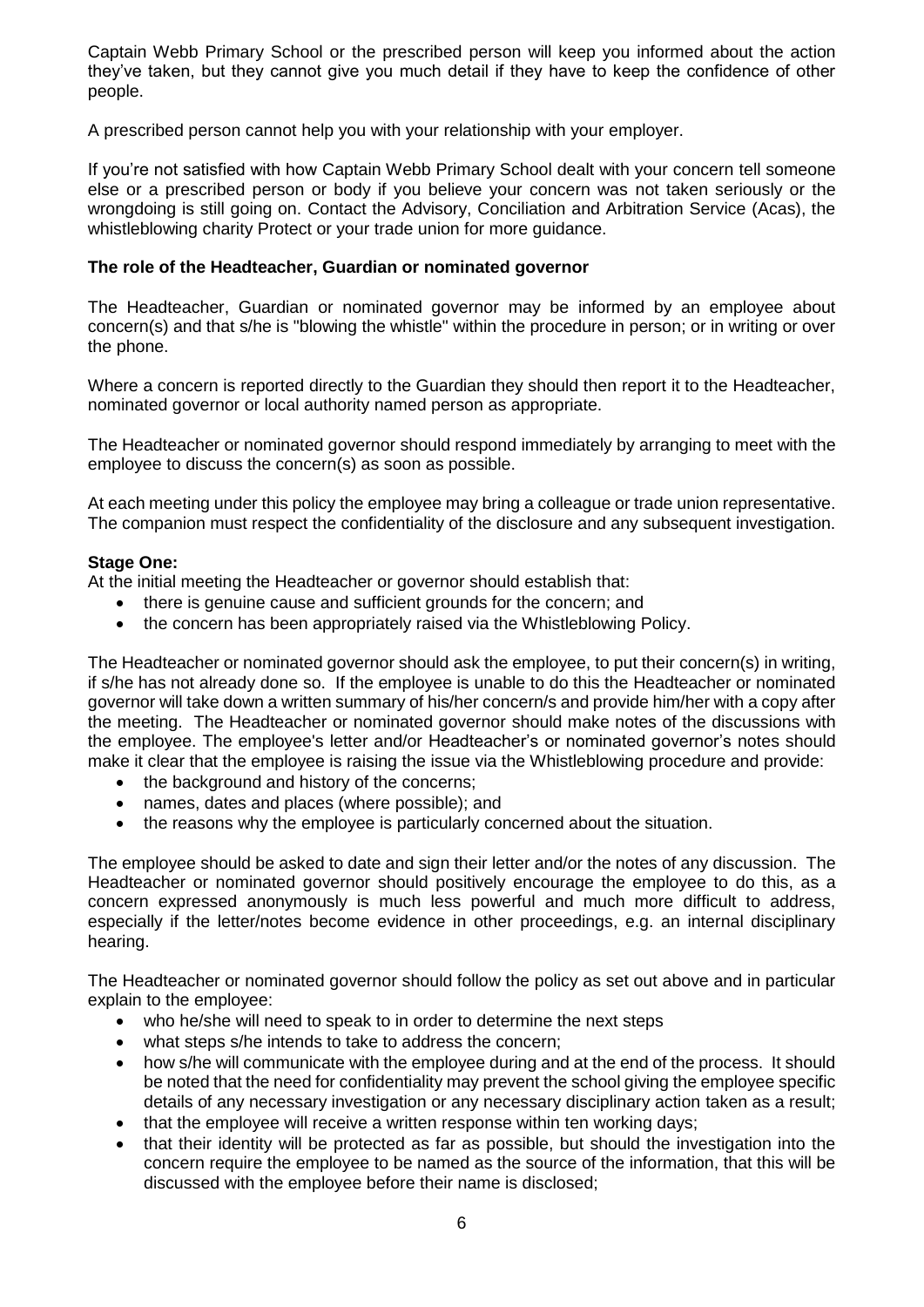Captain Webb Primary School or the prescribed person will keep you informed about the action they've taken, but they cannot give you much detail if they have to keep the confidence of other people.

A prescribed person cannot help you with your relationship with your employer.

If you're not satisfied with how Captain Webb Primary School dealt with your concern tell someone else or a prescribed person or body if you believe your concern was not taken seriously or the wrongdoing is still going on. Contact the Advisory, Conciliation and Arbitration Service (Acas), the whistleblowing charity Protect or your trade union for more guidance.

**The role of the Headteacher, Guardian or nominated governor**

The Headteacher, Guardian or nominated governor may be informed by an employee about concern(s) and that s/he is "blowing the whistle" within the procedure in person; or in writing or over the phone.

Where a concern is reported directly to the Guardian they should then report it to the Headteacher, nominated governor or local authority named person as appropriate.

The Headteacher or nominated governor should respond immediately by arranging to meet with the employee to discuss the concern(s) as soon as possible.

At each meeting under this policy the employee may bring a colleague or trade union representative. The companion must respect the confidentiality of the disclosure and any subsequent investigation.

**Stage One:**

At the initial meeting the Headteacher or governor should establish that:

- there is genuine cause and sufficient grounds for the concern; and
- the concern has been appropriately raised via the Whistleblowing Policy.

The Headteacher or nominated governor should ask the employee, to put their concern(s) in writing, if s/he has not already done so. If the employee is unable to do this the Headteacher or nominated governor will take down a written summary of his/her concern/s and provide him/her with a copy after the meeting. The Headteacher or nominated governor should make notes of the discussions with the employee. The employee's letter and/or Headteacher's or nominated governor's notes should make it clear that the employee is raising the issue via the Whistleblowing procedure and provide:

- the background and history of the concerns;
- names, dates and places (where possible); and
- the reasons why the employee is particularly concerned about the situation.

The employee should be asked to date and sign their letter and/or the notes of any discussion. The Headteacher or nominated governor should positively encourage the employee to do this, as a concern expressed anonymously is much less powerful and much more difficult to address, especially if the letter/notes become evidence in other proceedings, e.g. an internal disciplinary hearing.

The Headteacher or nominated governor should follow the policy as set out above and in particular explain to the employee:

- who he/she will need to speak to in order to determine the next steps
- what steps s/he intends to take to address the concern;
- how s/he will communicate with the employee during and at the end of the process. It should be noted that the need for confidentiality may prevent the school giving the employee specific details of any necessary investigation or any necessary disciplinary action taken as a result;
- that the employee will receive a written response within ten working days;
- that their identity will be protected as far as possible, but should the investigation into the concern require the employee to be named as the source of the information, that this will be discussed with the employee before their name is disclosed;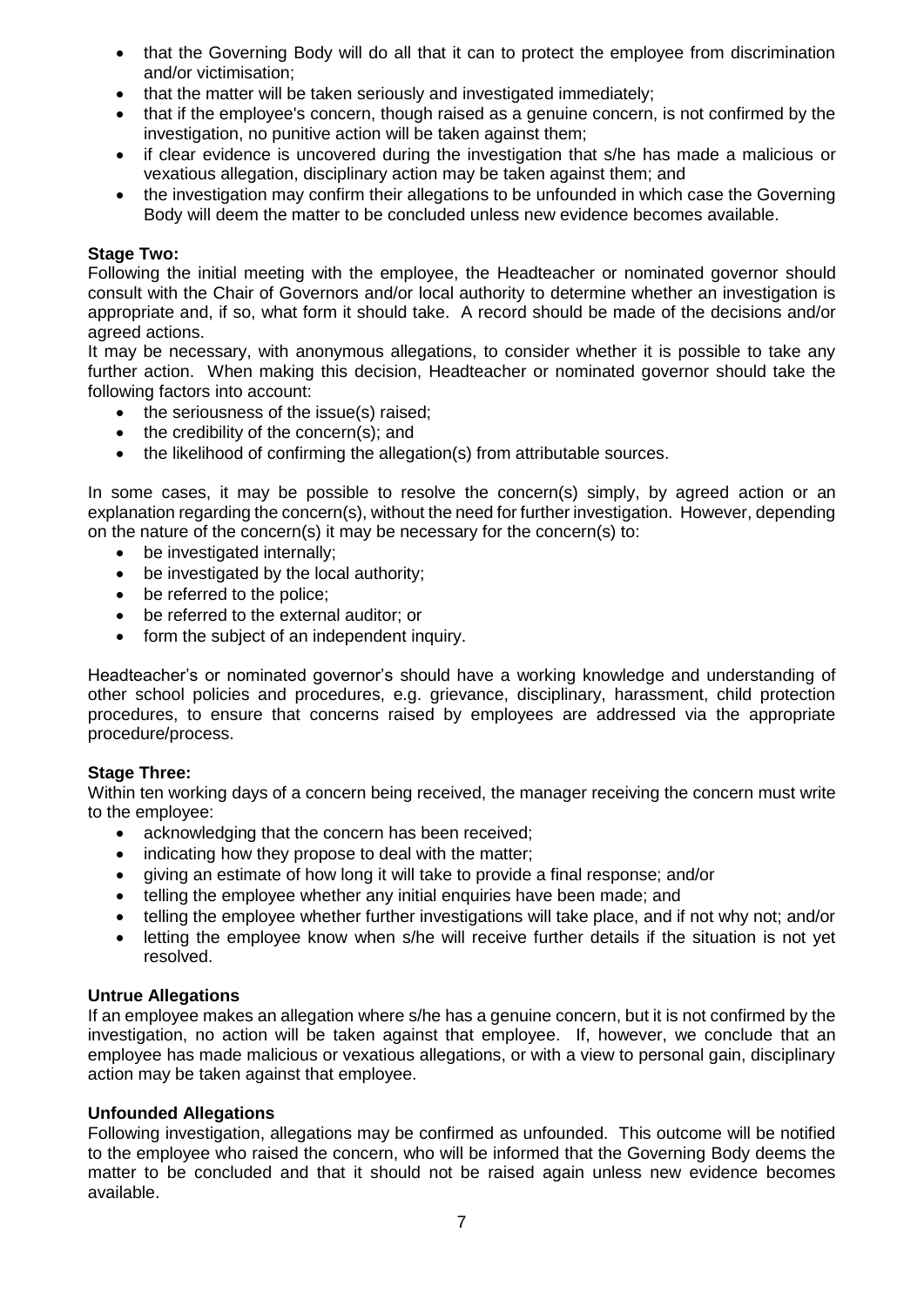- that the Governing Body will do all that it can to protect the employee from discrimination and/or victimisation;
- that the matter will be taken seriously and investigated immediately;
- that if the employee's concern, though raised as a genuine concern, is not confirmed by the investigation, no punitive action will be taken against them;
- if clear evidence is uncovered during the investigation that s/he has made a malicious or vexatious allegation, disciplinary action may be taken against them; and
- the investigation may confirm their allegations to be unfounded in which case the Governing Body will deem the matter to be concluded unless new evidence becomes available.

**Stage Two:**
Following the initial meeting with the employee, the Headteacher or nominated governor should consult with the Chair of Governors and/or local authority to determine whether an investigation is appropriate and, if so, what form it should take. A record should be made of the decisions and/or agreed actions.
It may be necessary, with anonymous allegations, to consider whether it is possible to take any further action. When making this decision, Headteacher or nominated governor should take the following factors into account:

- the seriousness of the issue(s) raised;
- the credibility of the concern(s); and
- the likelihood of confirming the allegation(s) from attributable sources.

In some cases, it may be possible to resolve the concern(s) simply, by agreed action or an explanation regarding the concern(s), without the need for further investigation. However, depending on the nature of the concern(s) it may be necessary for the concern(s) to:

- be investigated internally;
- be investigated by the local authority;
- be referred to the police;
- be referred to the external auditor; or
- form the subject of an independent inquiry.

Headteacher's or nominated governor's should have a working knowledge and understanding of other school policies and procedures, e.g. grievance, disciplinary, harassment, child protection procedures, to ensure that concerns raised by employees are addressed via the appropriate procedure/process.

**Stage Three:**
Within ten working days of a concern being received, the manager receiving the concern must write to the employee:

- acknowledging that the concern has been received;
- indicating how they propose to deal with the matter;
- giving an estimate of how long it will take to provide a final response; and/or
- telling the employee whether any initial enquiries have been made; and
- telling the employee whether further investigations will take place, and if not why not; and/or
- letting the employee know when s/he will receive further details if the situation is not yet resolved.

**Untrue Allegations**
If an employee makes an allegation where s/he has a genuine concern, but it is not confirmed by the investigation, no action will be taken against that employee. If, however, we conclude that an employee has made malicious or vexatious allegations, or with a view to personal gain, disciplinary action may be taken against that employee.

**Unfounded Allegations**
Following investigation, allegations may be confirmed as unfounded. This outcome will be notified to the employee who raised the concern, who will be informed that the Governing Body deems the matter to be concluded and that it should not be raised again unless new evidence becomes available.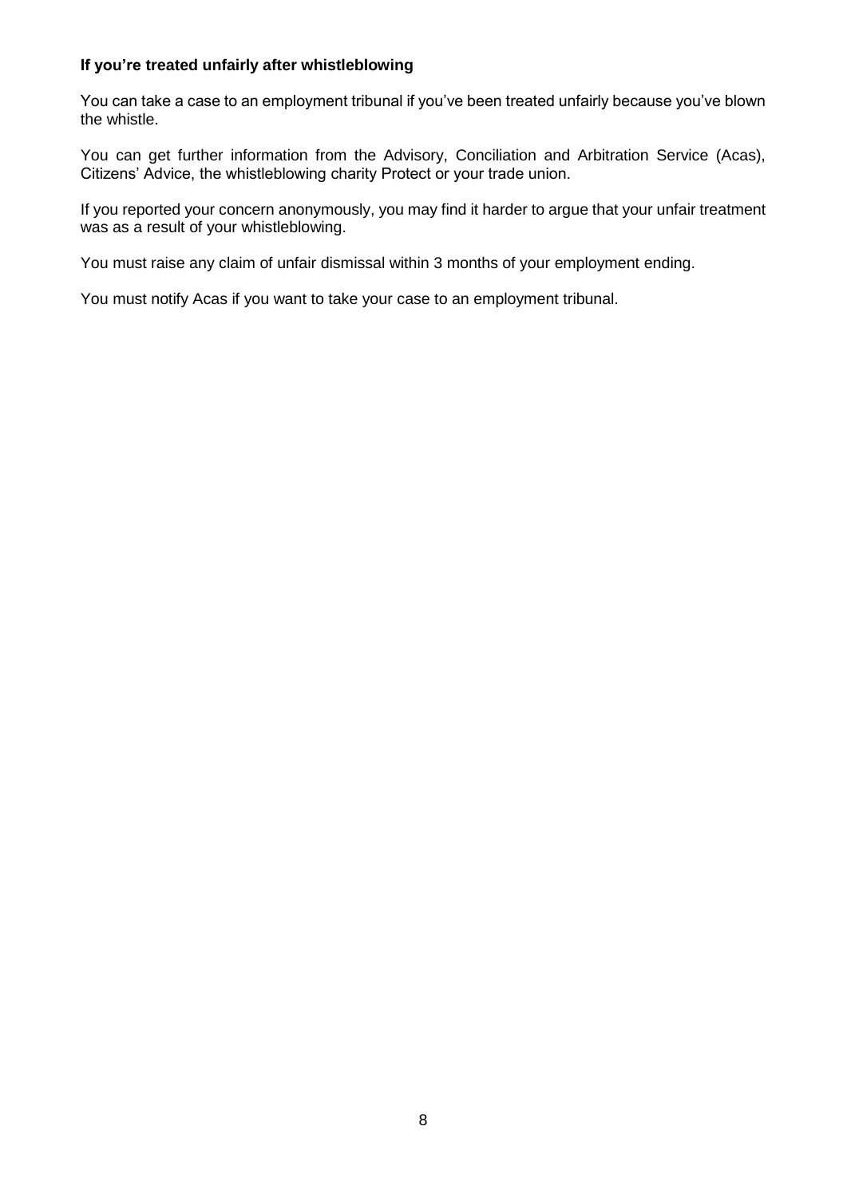**If you're treated unfairly after whistleblowing**

You can take a case to an employment tribunal if you've been treated unfairly because you've blown the whistle.

You can get further information from the Advisory, Conciliation and Arbitration Service (Acas), Citizens' Advice, the whistleblowing charity Protect or your trade union.

If you reported your concern anonymously, you may find it harder to argue that your unfair treatment was as a result of your whistleblowing.

You must raise any claim of unfair dismissal within 3 months of your employment ending.

You must notify Acas if you want to take your case to an employment tribunal.